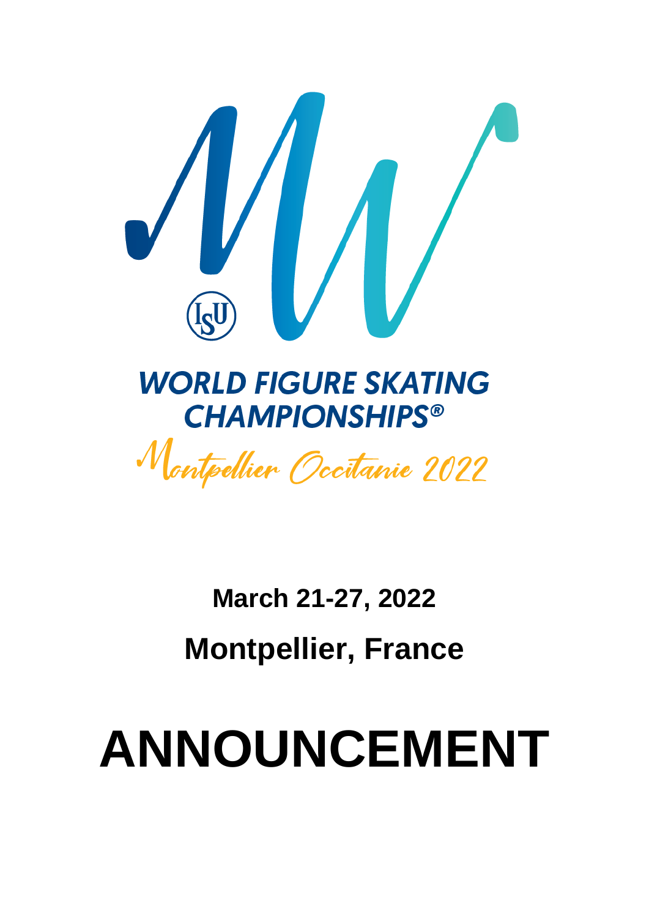WORLD FIGURE SKATING CHAMPIONSHIPS®

Montpellier Occitanie 2022

**March 21-27, 2022**

**Montpellier, France**

# ANNOUNCEMENT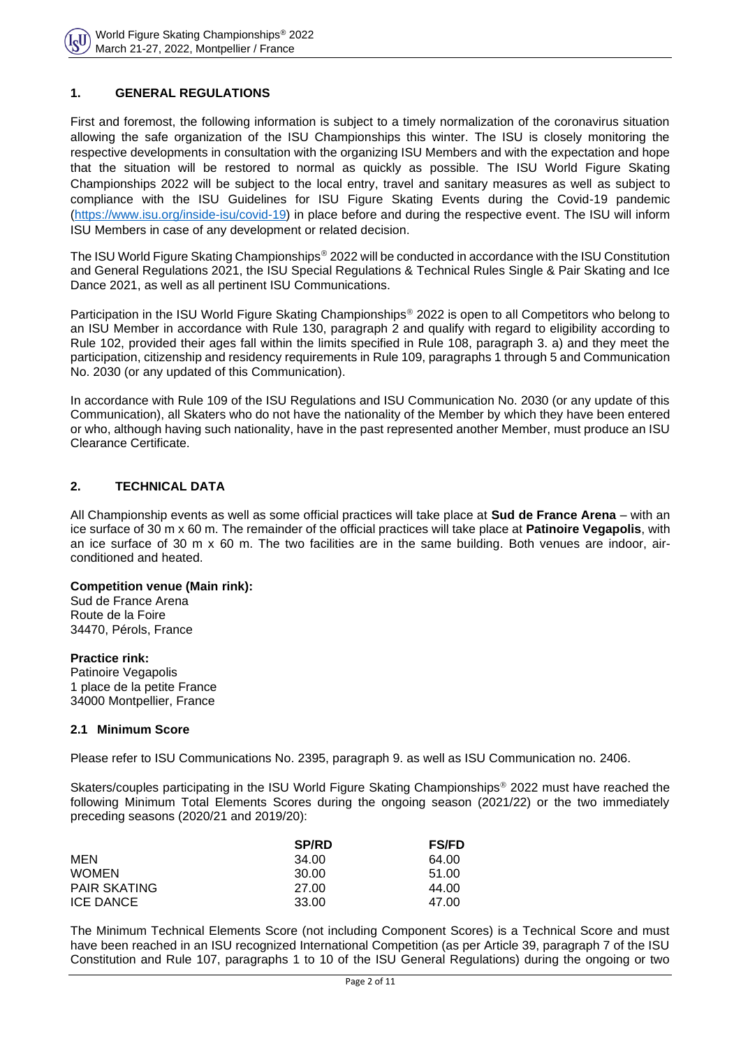## 1. GENERAL REGULATIONS

First and foremost, the following information is subject to a timely normalization of the coronavirus situation allowing the safe organization of the ISU Championships this winter. The ISU is closely monitoring the respective developments in consultation with the organizing ISU Members and with the expectation and hope that the situation will be restored to normal as quickly as possible. The ISU World Figure Skating Championships 2022 will be subject to the local entry, travel and sanitary measures as well as subject to compliance with the ISU Guidelines for ISU Figure Skating Events during the Covid-19 pandemic (https://www.isu.org/inside-isu/covid-19) in place before and during the respective event. The ISU will inform ISU Members in case of any development or related decision.

The ISU World Figure Skating Championships® 2022 will be conducted in accordance with the ISU Constitution and General Regulations 2021, the ISU Special Regulations & Technical Rules Single & Pair Skating and Ice Dance 2021, as well as all pertinent ISU Communications.

Participation in the ISU World Figure Skating Championships® 2022 is open to all Competitors who belong to an ISU Member in accordance with Rule 130, paragraph 2 and qualify with regard to eligibility according to Rule 102, provided their ages fall within the limits specified in Rule 108, paragraph 3. a) and they meet the participation, citizenship and residency requirements in Rule 109, paragraphs 1 through 5 and Communication No. 2030 (or any updated of this Communication).

In accordance with Rule 109 of the ISU Regulations and ISU Communication No. 2030 (or any update of this Communication), all Skaters who do not have the nationality of the Member by which they have been entered or who, although having such nationality, have in the past represented another Member, must produce an ISU Clearance Certificate.

## 2. TECHNICAL DATA

All Championship events as well as some official practices will take place at **Sud de France Arena** – with an ice surface of 30 m x 60 m. The remainder of the official practices will take place at **Patinoire Vegapolis**, with an ice surface of 30 m x 60 m. The two facilities are in the same building. Both venues are indoor, air-conditioned and heated.

**Competition venue (Main rink):**
Sud de France Arena
Route de la Foire
34470, Pérols, France

**Practice rink:**
Patinoire Vegapolis
1 place de la petite France
34000 Montpellier, France

### 2.1 Minimum Score

Please refer to ISU Communications No. 2395, paragraph 9. as well as ISU Communication no. 2406.

Skaters/couples participating in the ISU World Figure Skating Championships® 2022 must have reached the following Minimum Total Elements Scores during the ongoing season (2021/22) or the two immediately preceding seasons (2020/21 and 2019/20):

| | SP/RD | FS/FD |
|---|---|---|
| MEN | 34.00 | 64.00 |
| WOMEN | 30.00 | 51.00 |
| PAIR SKATING | 27.00 | 44.00 |
| ICE DANCE | 33.00 | 47.00 |

The Minimum Technical Elements Score (not including Component Scores) is a Technical Score and must have been reached in an ISU recognized International Competition (as per Article 39, paragraph 7 of the ISU Constitution and Rule 107, paragraphs 1 to 10 of the ISU General Regulations) during the ongoing or two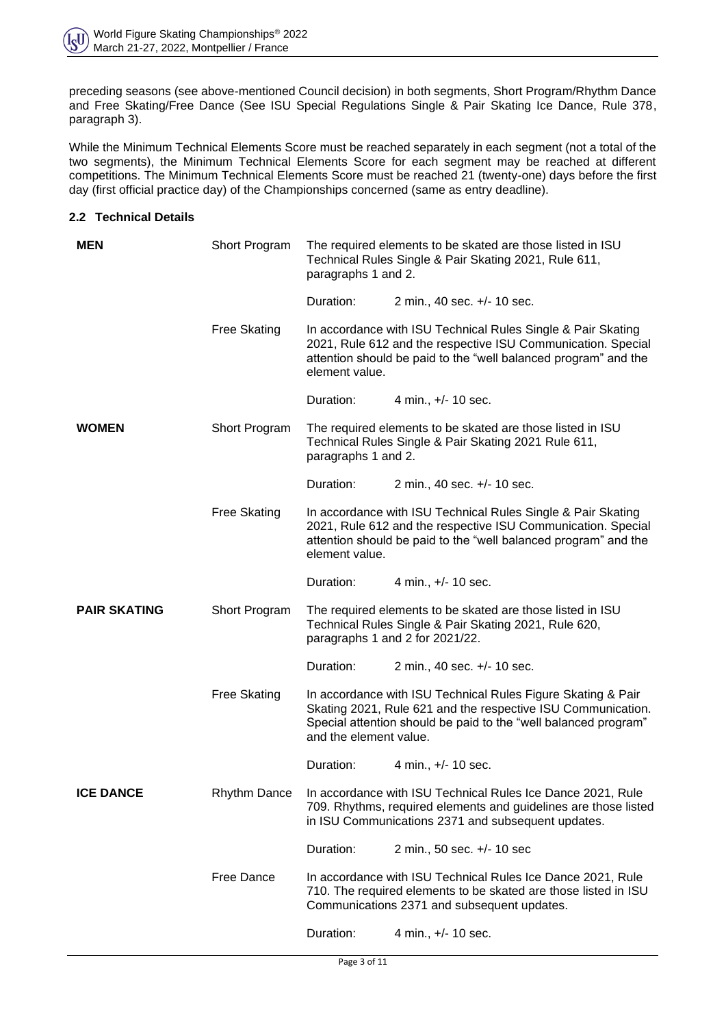preceding seasons (see above-mentioned Council decision) in both segments, Short Program/Rhythm Dance and Free Skating/Free Dance (See ISU Special Regulations Single & Pair Skating Ice Dance, Rule 378, paragraph 3).

While the Minimum Technical Elements Score must be reached separately in each segment (not a total of the two segments), the Minimum Technical Elements Score for each segment may be reached at different competitions. The Minimum Technical Elements Score must be reached 21 (twenty-one) days before the first day (first official practice day) of the Championships concerned (same as entry deadline).

### 2.2 Technical Details

| | | |
|---|---|---|
| **MEN** | Short Program | The required elements to be skated are those listed in ISU Technical Rules Single & Pair Skating 2021, Rule 611, paragraphs 1 and 2. |
| | | Duration: 2 min., 40 sec. +/- 10 sec. |
| | Free Skating | In accordance with ISU Technical Rules Single & Pair Skating 2021, Rule 612 and the respective ISU Communication. Special attention should be paid to the "well balanced program" and the element value. |
| | | Duration: 4 min., +/- 10 sec. |
| **WOMEN** | Short Program | The required elements to be skated are those listed in ISU Technical Rules Single & Pair Skating 2021 Rule 611, paragraphs 1 and 2. |
| | | Duration: 2 min., 40 sec. +/- 10 sec. |
| | Free Skating | In accordance with ISU Technical Rules Single & Pair Skating 2021, Rule 612 and the respective ISU Communication. Special attention should be paid to the "well balanced program" and the element value. |
| | | Duration: 4 min., +/- 10 sec. |
| **PAIR SKATING** | Short Program | The required elements to be skated are those listed in ISU Technical Rules Single & Pair Skating 2021, Rule 620, paragraphs 1 and 2 for 2021/22. |
| | | Duration: 2 min., 40 sec. +/- 10 sec. |
| | Free Skating | In accordance with ISU Technical Rules Figure Skating & Pair Skating 2021, Rule 621 and the respective ISU Communication. Special attention should be paid to the "well balanced program" and the element value. |
| | | Duration: 4 min., +/- 10 sec. |
| **ICE DANCE** | Rhythm Dance | In accordance with ISU Technical Rules Ice Dance 2021, Rule 709. Rhythms, required elements and guidelines are those listed in ISU Communications 2371 and subsequent updates. |
| | | Duration: 2 min., 50 sec. +/- 10 sec |
| | Free Dance | In accordance with ISU Technical Rules Ice Dance 2021, Rule 710. The required elements to be skated are those listed in ISU Communications 2371 and subsequent updates. |
| | | Duration: 4 min., +/- 10 sec. |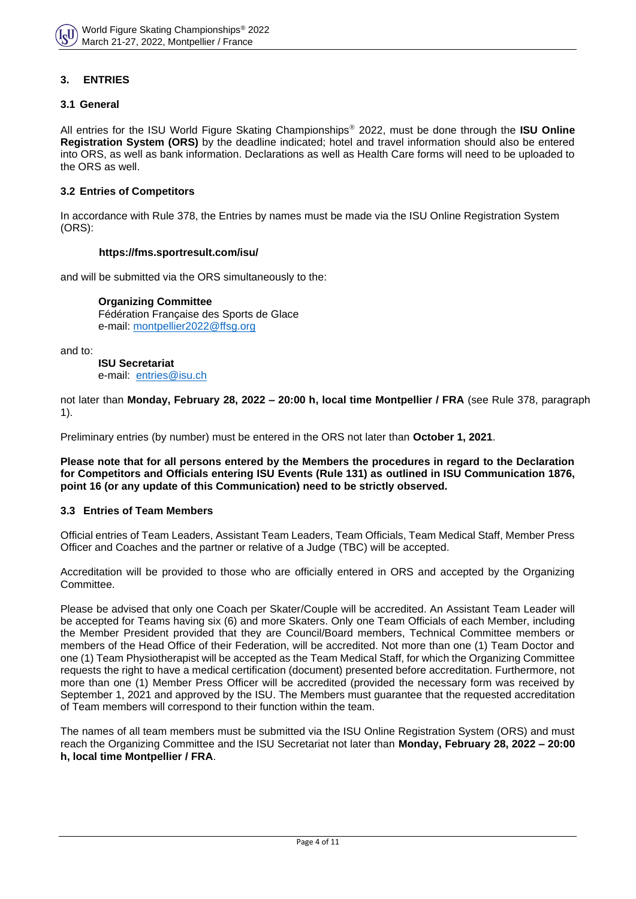## 3. ENTRIES

### 3.1 General

All entries for the ISU World Figure Skating Championships® 2022, must be done through the **ISU Online Registration System (ORS)** by the deadline indicated; hotel and travel information should also be entered into ORS, as well as bank information. Declarations as well as Health Care forms will need to be uploaded to the ORS as well.

### 3.2 Entries of Competitors

In accordance with Rule 378, the Entries by names must be made via the ISU Online Registration System (ORS):

**https://fms.sportresult.com/isu/**

and will be submitted via the ORS simultaneously to the:

**Organizing Committee**
Fédération Française des Sports de Glace
e-mail: montpellier2022@ffsg.org

and to:

**ISU Secretariat**
e-mail: entries@isu.ch

not later than **Monday, February 28, 2022 – 20:00 h, local time Montpellier / FRA** (see Rule 378, paragraph 1).

Preliminary entries (by number) must be entered in the ORS not later than **October 1, 2021**.

**Please note that for all persons entered by the Members the procedures in regard to the Declaration for Competitors and Officials entering ISU Events (Rule 131) as outlined in ISU Communication 1876, point 16 (or any update of this Communication) need to be strictly observed.**

### 3.3 Entries of Team Members

Official entries of Team Leaders, Assistant Team Leaders, Team Officials, Team Medical Staff, Member Press Officer and Coaches and the partner or relative of a Judge (TBC) will be accepted.

Accreditation will be provided to those who are officially entered in ORS and accepted by the Organizing Committee.

Please be advised that only one Coach per Skater/Couple will be accredited. An Assistant Team Leader will be accepted for Teams having six (6) and more Skaters. Only one Team Officials of each Member, including the Member President provided that they are Council/Board members, Technical Committee members or members of the Head Office of their Federation, will be accredited. Not more than one (1) Team Doctor and one (1) Team Physiotherapist will be accepted as the Team Medical Staff, for which the Organizing Committee requests the right to have a medical certification (document) presented before accreditation. Furthermore, not more than one (1) Member Press Officer will be accredited (provided the necessary form was received by September 1, 2021 and approved by the ISU. The Members must guarantee that the requested accreditation of Team members will correspond to their function within the team.

The names of all team members must be submitted via the ISU Online Registration System (ORS) and must reach the Organizing Committee and the ISU Secretariat not later than **Monday, February 28, 2022 – 20:00 h, local time Montpellier / FRA**.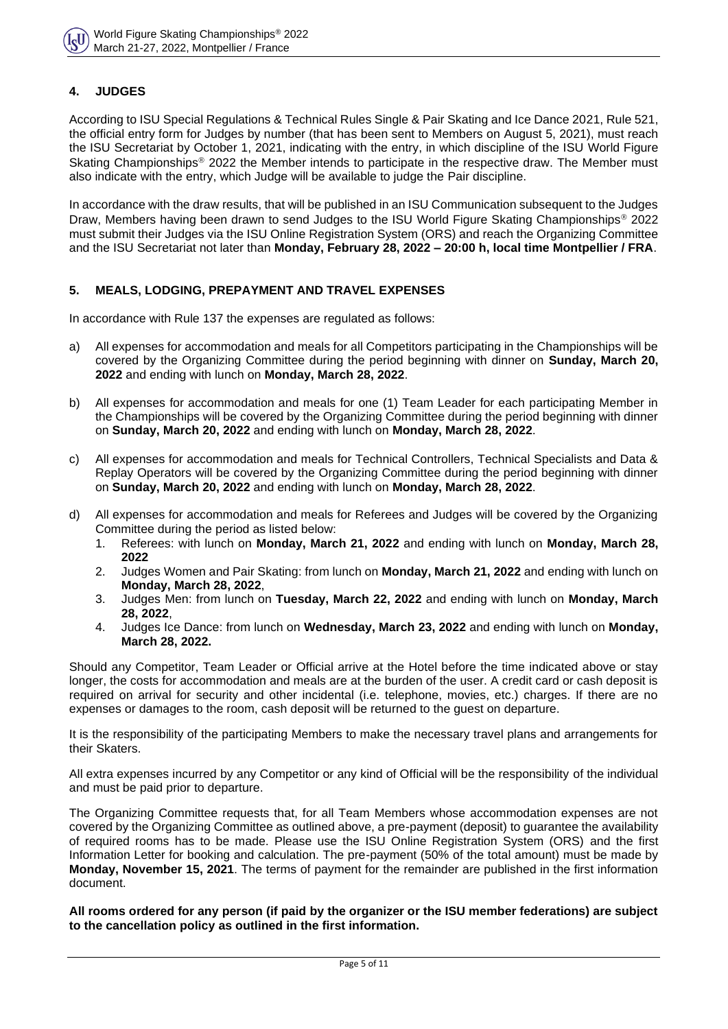## 4. JUDGES

According to ISU Special Regulations & Technical Rules Single & Pair Skating and Ice Dance 2021, Rule 521, the official entry form for Judges by number (that has been sent to Members on August 5, 2021), must reach the ISU Secretariat by October 1, 2021, indicating with the entry, in which discipline of the ISU World Figure Skating Championships® 2022 the Member intends to participate in the respective draw. The Member must also indicate with the entry, which Judge will be available to judge the Pair discipline.

In accordance with the draw results, that will be published in an ISU Communication subsequent to the Judges Draw, Members having been drawn to send Judges to the ISU World Figure Skating Championships® 2022 must submit their Judges via the ISU Online Registration System (ORS) and reach the Organizing Committee and the ISU Secretariat not later than **Monday, February 28, 2022 – 20:00 h, local time Montpellier / FRA**.

## 5. MEALS, LODGING, PREPAYMENT AND TRAVEL EXPENSES

In accordance with Rule 137 the expenses are regulated as follows:

a) All expenses for accommodation and meals for all Competitors participating in the Championships will be covered by the Organizing Committee during the period beginning with dinner on **Sunday, March 20, 2022** and ending with lunch on **Monday, March 28, 2022**.

b) All expenses for accommodation and meals for one (1) Team Leader for each participating Member in the Championships will be covered by the Organizing Committee during the period beginning with dinner on **Sunday, March 20, 2022** and ending with lunch on **Monday, March 28, 2022**.

c) All expenses for accommodation and meals for Technical Controllers, Technical Specialists and Data & Replay Operators will be covered by the Organizing Committee during the period beginning with dinner on **Sunday, March 20, 2022** and ending with lunch on **Monday, March 28, 2022**.

d) All expenses for accommodation and meals for Referees and Judges will be covered by the Organizing Committee during the period as listed below:
   1. Referees: with lunch on **Monday, March 21, 2022** and ending with lunch on **Monday, March 28, 2022**
   2. Judges Women and Pair Skating: from lunch on **Monday, March 21, 2022** and ending with lunch on **Monday, March 28, 2022**,
   3. Judges Men: from lunch on **Tuesday, March 22, 2022** and ending with lunch on **Monday, March 28, 2022**,
   4. Judges Ice Dance: from lunch on **Wednesday, March 23, 2022** and ending with lunch on **Monday, March 28, 2022.**

Should any Competitor, Team Leader or Official arrive at the Hotel before the time indicated above or stay longer, the costs for accommodation and meals are at the burden of the user. A credit card or cash deposit is required on arrival for security and other incidental (i.e. telephone, movies, etc.) charges. If there are no expenses or damages to the room, cash deposit will be returned to the guest on departure.

It is the responsibility of the participating Members to make the necessary travel plans and arrangements for their Skaters.

All extra expenses incurred by any Competitor or any kind of Official will be the responsibility of the individual and must be paid prior to departure.

The Organizing Committee requests that, for all Team Members whose accommodation expenses are not covered by the Organizing Committee as outlined above, a pre-payment (deposit) to guarantee the availability of required rooms has to be made. Please use the ISU Online Registration System (ORS) and the first Information Letter for booking and calculation. The pre-payment (50% of the total amount) must be made by **Monday, November 15, 2021**. The terms of payment for the remainder are published in the first information document.

**All rooms ordered for any person (if paid by the organizer or the ISU member federations) are subject to the cancellation policy as outlined in the first information.**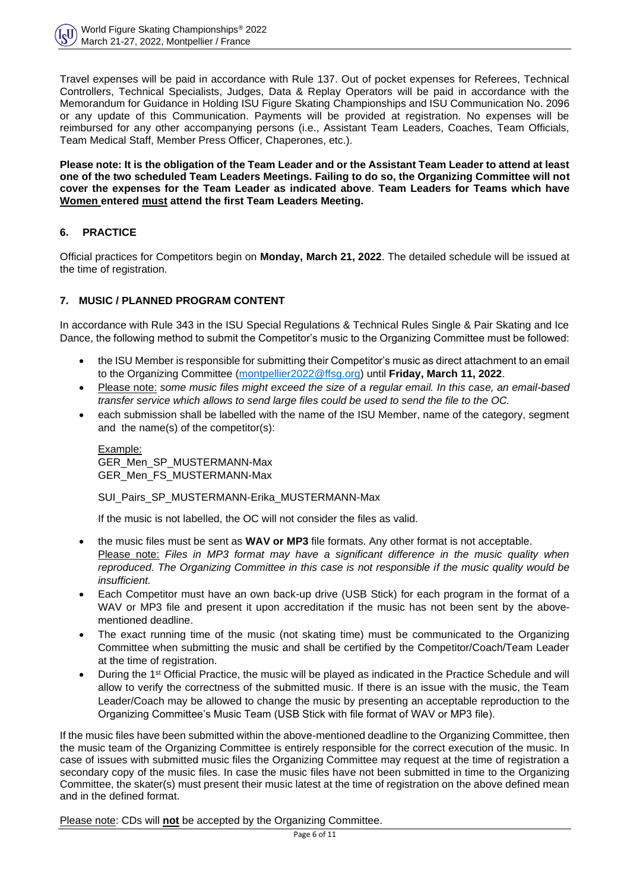Travel expenses will be paid in accordance with Rule 137. Out of pocket expenses for Referees, Technical Controllers, Technical Specialists, Judges, Data & Replay Operators will be paid in accordance with the Memorandum for Guidance in Holding ISU Figure Skating Championships and ISU Communication No. 2096 or any update of this Communication. Payments will be provided at registration. No expenses will be reimbursed for any other accompanying persons (i.e., Assistant Team Leaders, Coaches, Team Officials, Team Medical Staff, Member Press Officer, Chaperones, etc.).

**Please note: It is the obligation of the Team Leader and or the Assistant Team Leader to attend at least one of the two scheduled Team Leaders Meetings. Failing to do so, the Organizing Committee will not cover the expenses for the Team Leader as indicated above**. **Team Leaders for Teams which have <u>Women</u> entered <u>must</u> attend the first Team Leaders Meeting.**

## 6. PRACTICE

Official practices for Competitors begin on **Monday, March 21, 2022**. The detailed schedule will be issued at the time of registration.

## 7. MUSIC / PLANNED PROGRAM CONTENT

In accordance with Rule 343 in the ISU Special Regulations & Technical Rules Single & Pair Skating and Ice Dance, the following method to submit the Competitor's music to the Organizing Committee must be followed:

- the ISU Member is responsible for submitting their Competitor's music as direct attachment to an email to the Organizing Committee (montpellier2022@ffsg.org) until **Friday, March 11, 2022**.
- <u>Please note:</u> *some music files might exceed the size of a regular email. In this case, an email-based transfer service which allows to send large files could be used to send the file to the OC.*
- each submission shall be labelled with the name of the ISU Member, name of the category, segment and the name(s) of the competitor(s):

  <u>Example:</u>
  GER_Men_SP_MUSTERMANN-Max
  GER_Men_FS_MUSTERMANN-Max

  SUI_Pairs_SP_MUSTERMANN-Erika_MUSTERMANN-Max

  If the music is not labelled, the OC will not consider the files as valid.

- the music files must be sent as **WAV or MP3** file formats. Any other format is not acceptable.
  <u>Please note:</u> *Files in MP3 format may have a significant difference in the music quality when reproduced. The Organizing Committee in this case is not responsible if the music quality would be insufficient.*
- Each Competitor must have an own back-up drive (USB Stick) for each program in the format of a WAV or MP3 file and present it upon accreditation if the music has not been sent by the above-mentioned deadline.
- The exact running time of the music (not skating time) must be communicated to the Organizing Committee when submitting the music and shall be certified by the Competitor/Coach/Team Leader at the time of registration.
- During the 1st Official Practice, the music will be played as indicated in the Practice Schedule and will allow to verify the correctness of the submitted music. If there is an issue with the music, the Team Leader/Coach may be allowed to change the music by presenting an acceptable reproduction to the Organizing Committee's Music Team (USB Stick with file format of WAV or MP3 file).

If the music files have been submitted within the above-mentioned deadline to the Organizing Committee, then the music team of the Organizing Committee is entirely responsible for the correct execution of the music. In case of issues with submitted music files the Organizing Committee may request at the time of registration a secondary copy of the music files. In case the music files have not been submitted in time to the Organizing Committee, the skater(s) must present their music latest at the time of registration on the above defined mean and in the defined format.

<u>Please note</u>: CDs will **<u>not</u>** be accepted by the Organizing Committee.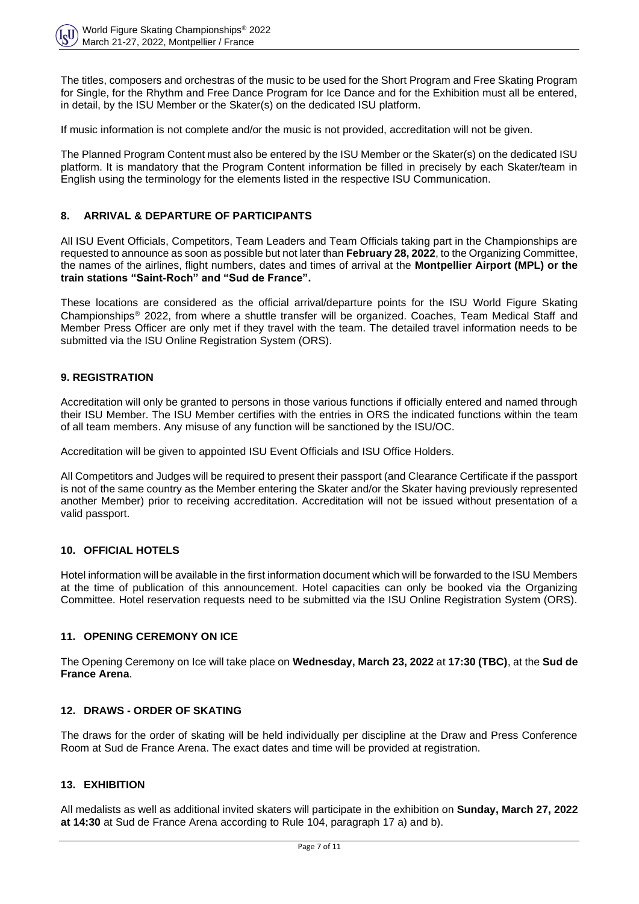The titles, composers and orchestras of the music to be used for the Short Program and Free Skating Program for Single, for the Rhythm and Free Dance Program for Ice Dance and for the Exhibition must all be entered, in detail, by the ISU Member or the Skater(s) on the dedicated ISU platform.

If music information is not complete and/or the music is not provided, accreditation will not be given.

The Planned Program Content must also be entered by the ISU Member or the Skater(s) on the dedicated ISU platform. It is mandatory that the Program Content information be filled in precisely by each Skater/team in English using the terminology for the elements listed in the respective ISU Communication.

## 8. ARRIVAL & DEPARTURE OF PARTICIPANTS

All ISU Event Officials, Competitors, Team Leaders and Team Officials taking part in the Championships are requested to announce as soon as possible but not later than **February 28, 2022**, to the Organizing Committee, the names of the airlines, flight numbers, dates and times of arrival at the **Montpellier Airport (MPL) or the train stations "Saint-Roch" and "Sud de France".**

These locations are considered as the official arrival/departure points for the ISU World Figure Skating Championships® 2022, from where a shuttle transfer will be organized. Coaches, Team Medical Staff and Member Press Officer are only met if they travel with the team. The detailed travel information needs to be submitted via the ISU Online Registration System (ORS).

## 9. REGISTRATION

Accreditation will only be granted to persons in those various functions if officially entered and named through their ISU Member. The ISU Member certifies with the entries in ORS the indicated functions within the team of all team members. Any misuse of any function will be sanctioned by the ISU/OC.

Accreditation will be given to appointed ISU Event Officials and ISU Office Holders.

All Competitors and Judges will be required to present their passport (and Clearance Certificate if the passport is not of the same country as the Member entering the Skater and/or the Skater having previously represented another Member) prior to receiving accreditation. Accreditation will not be issued without presentation of a valid passport.

## 10. OFFICIAL HOTELS

Hotel information will be available in the first information document which will be forwarded to the ISU Members at the time of publication of this announcement. Hotel capacities can only be booked via the Organizing Committee. Hotel reservation requests need to be submitted via the ISU Online Registration System (ORS).

## 11. OPENING CEREMONY ON ICE

The Opening Ceremony on Ice will take place on **Wednesday, March 23, 2022** at **17:30 (TBC)**, at the **Sud de France Arena**.

## 12. DRAWS - ORDER OF SKATING

The draws for the order of skating will be held individually per discipline at the Draw and Press Conference Room at Sud de France Arena. The exact dates and time will be provided at registration.

## 13. EXHIBITION

All medalists as well as additional invited skaters will participate in the exhibition on **Sunday, March 27, 2022 at 14:30** at Sud de France Arena according to Rule 104, paragraph 17 a) and b).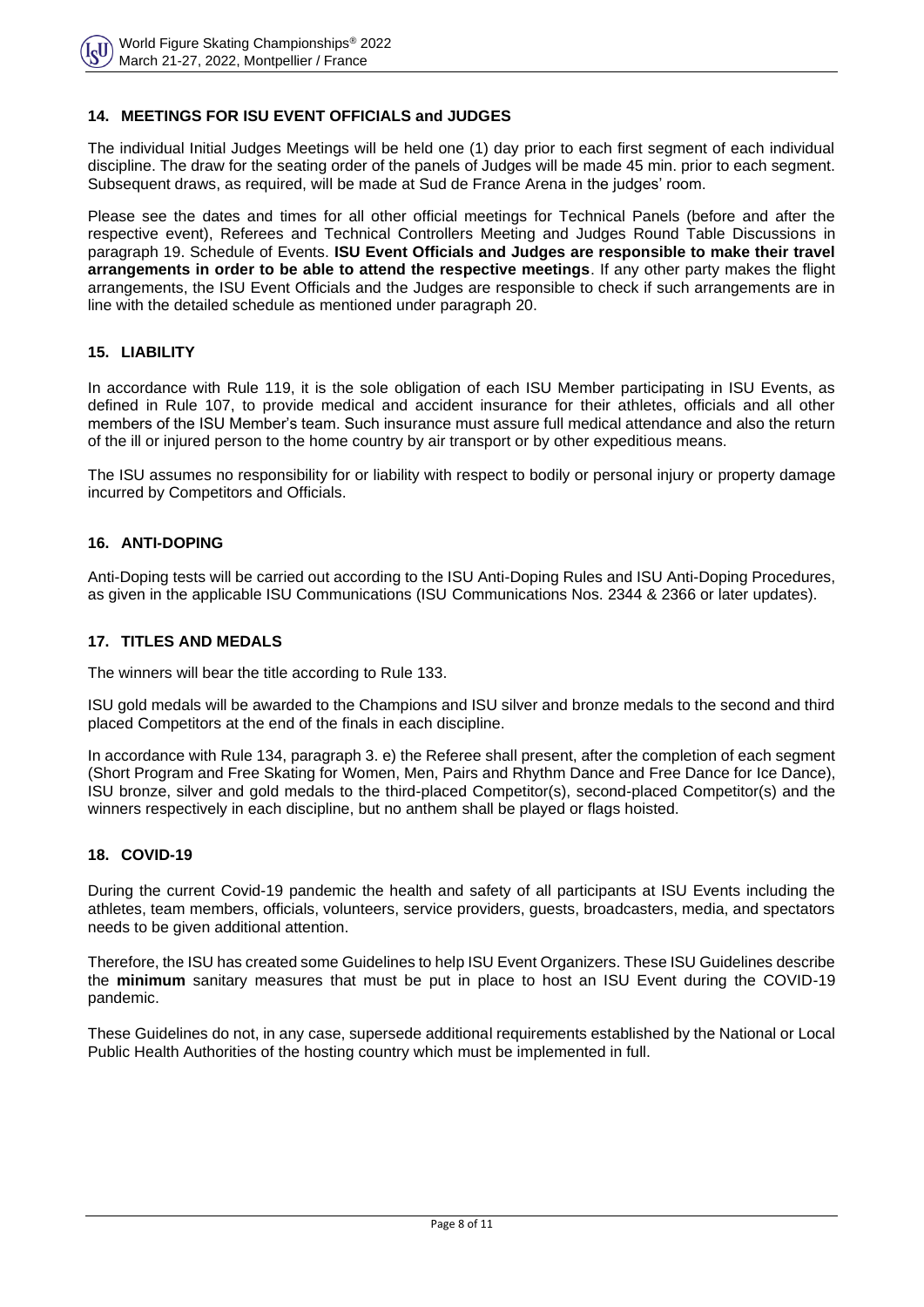## 14. MEETINGS FOR ISU EVENT OFFICIALS and JUDGES

The individual Initial Judges Meetings will be held one (1) day prior to each first segment of each individual discipline. The draw for the seating order of the panels of Judges will be made 45 min. prior to each segment. Subsequent draws, as required, will be made at Sud de France Arena in the judges' room.

Please see the dates and times for all other official meetings for Technical Panels (before and after the respective event), Referees and Technical Controllers Meeting and Judges Round Table Discussions in paragraph 19. Schedule of Events. **ISU Event Officials and Judges are responsible to make their travel arrangements in order to be able to attend the respective meetings**. If any other party makes the flight arrangements, the ISU Event Officials and the Judges are responsible to check if such arrangements are in line with the detailed schedule as mentioned under paragraph 20.

## 15. LIABILITY

In accordance with Rule 119, it is the sole obligation of each ISU Member participating in ISU Events, as defined in Rule 107, to provide medical and accident insurance for their athletes, officials and all other members of the ISU Member's team. Such insurance must assure full medical attendance and also the return of the ill or injured person to the home country by air transport or by other expeditious means.

The ISU assumes no responsibility for or liability with respect to bodily or personal injury or property damage incurred by Competitors and Officials.

## 16. ANTI-DOPING

Anti-Doping tests will be carried out according to the ISU Anti-Doping Rules and ISU Anti-Doping Procedures, as given in the applicable ISU Communications (ISU Communications Nos. 2344 & 2366 or later updates).

## 17. TITLES AND MEDALS

The winners will bear the title according to Rule 133.

ISU gold medals will be awarded to the Champions and ISU silver and bronze medals to the second and third placed Competitors at the end of the finals in each discipline.

In accordance with Rule 134, paragraph 3. e) the Referee shall present, after the completion of each segment (Short Program and Free Skating for Women, Men, Pairs and Rhythm Dance and Free Dance for Ice Dance), ISU bronze, silver and gold medals to the third-placed Competitor(s), second-placed Competitor(s) and the winners respectively in each discipline, but no anthem shall be played or flags hoisted.

## 18. COVID-19

During the current Covid-19 pandemic the health and safety of all participants at ISU Events including the athletes, team members, officials, volunteers, service providers, guests, broadcasters, media, and spectators needs to be given additional attention.

Therefore, the ISU has created some Guidelines to help ISU Event Organizers. These ISU Guidelines describe the **minimum** sanitary measures that must be put in place to host an ISU Event during the COVID-19 pandemic.

These Guidelines do not, in any case, supersede additional requirements established by the National or Local Public Health Authorities of the hosting country which must be implemented in full.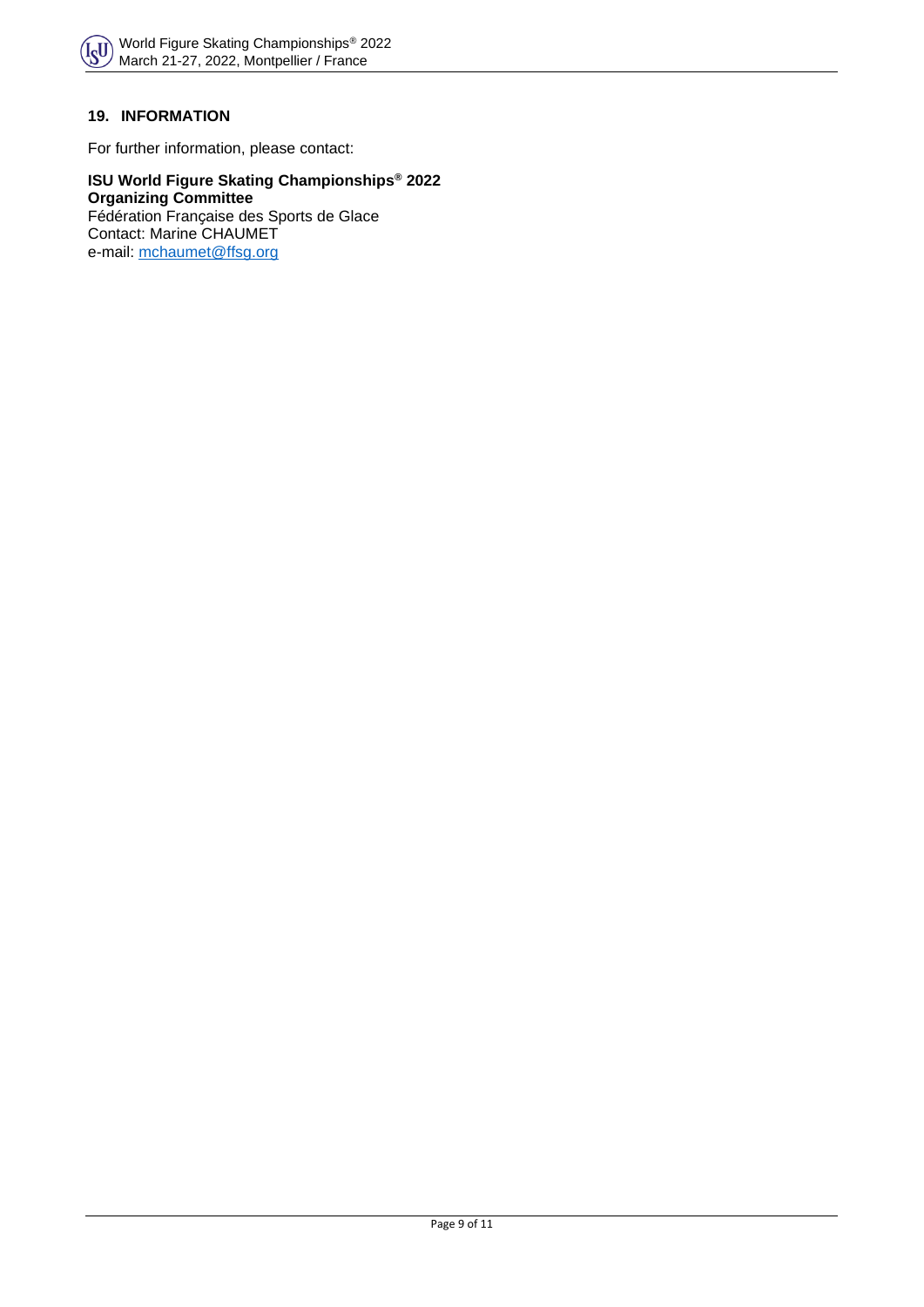## 19. INFORMATION

For further information, please contact:

**ISU World Figure Skating Championships® 2022**
**Organizing Committee**
Fédération Française des Sports de Glace
Contact: Marine CHAUMET
e-mail: mchaumet@ffsg.org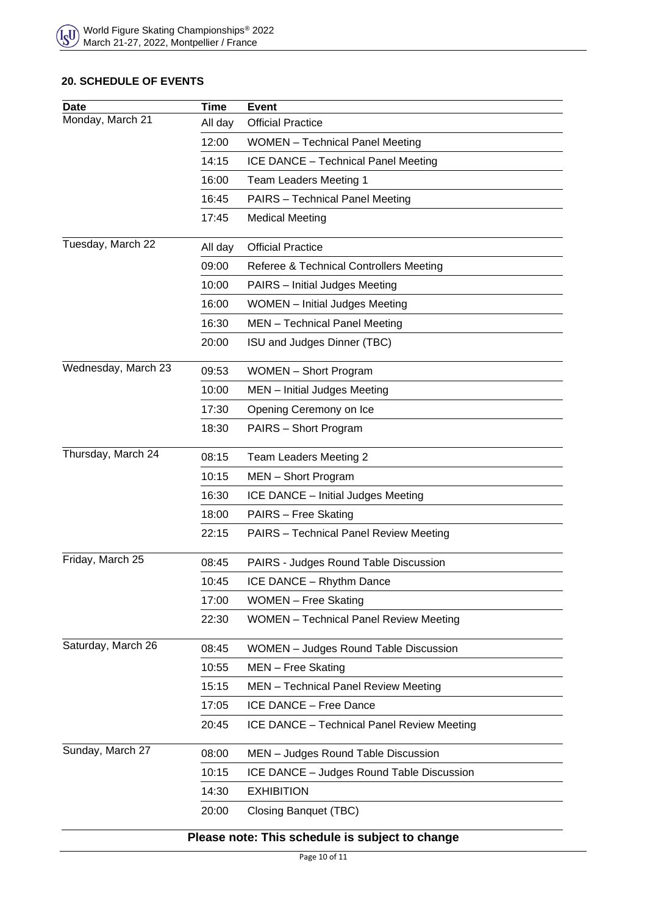## 20. SCHEDULE OF EVENTS

| Date | Time | Event |
|---|---|---|
| Monday, March 21 | All day | Official Practice |
| | 12:00 | WOMEN – Technical Panel Meeting |
| | 14:15 | ICE DANCE – Technical Panel Meeting |
| | 16:00 | Team Leaders Meeting 1 |
| | 16:45 | PAIRS – Technical Panel Meeting |
| | 17:45 | Medical Meeting |
| Tuesday, March 22 | All day | Official Practice |
| | 09:00 | Referee & Technical Controllers Meeting |
| | 10:00 | PAIRS – Initial Judges Meeting |
| | 16:00 | WOMEN – Initial Judges Meeting |
| | 16:30 | MEN – Technical Panel Meeting |
| | 20:00 | ISU and Judges Dinner (TBC) |
| Wednesday, March 23 | 09:53 | WOMEN – Short Program |
| | 10:00 | MEN – Initial Judges Meeting |
| | 17:30 | Opening Ceremony on Ice |
| | 18:30 | PAIRS – Short Program |
| Thursday, March 24 | 08:15 | Team Leaders Meeting 2 |
| | 10:15 | MEN – Short Program |
| | 16:30 | ICE DANCE – Initial Judges Meeting |
| | 18:00 | PAIRS – Free Skating |
| | 22:15 | PAIRS – Technical Panel Review Meeting |
| Friday, March 25 | 08:45 | PAIRS - Judges Round Table Discussion |
| | 10:45 | ICE DANCE – Rhythm Dance |
| | 17:00 | WOMEN – Free Skating |
| | 22:30 | WOMEN – Technical Panel Review Meeting |
| Saturday, March 26 | 08:45 | WOMEN – Judges Round Table Discussion |
| | 10:55 | MEN – Free Skating |
| | 15:15 | MEN – Technical Panel Review Meeting |
| | 17:05 | ICE DANCE – Free Dance |
| | 20:45 | ICE DANCE – Technical Panel Review Meeting |
| Sunday, March 27 | 08:00 | MEN – Judges Round Table Discussion |
| | 10:15 | ICE DANCE – Judges Round Table Discussion |
| | 14:30 | EXHIBITION |
| | 20:00 | Closing Banquet (TBC) |

**Please note: This schedule is subject to change**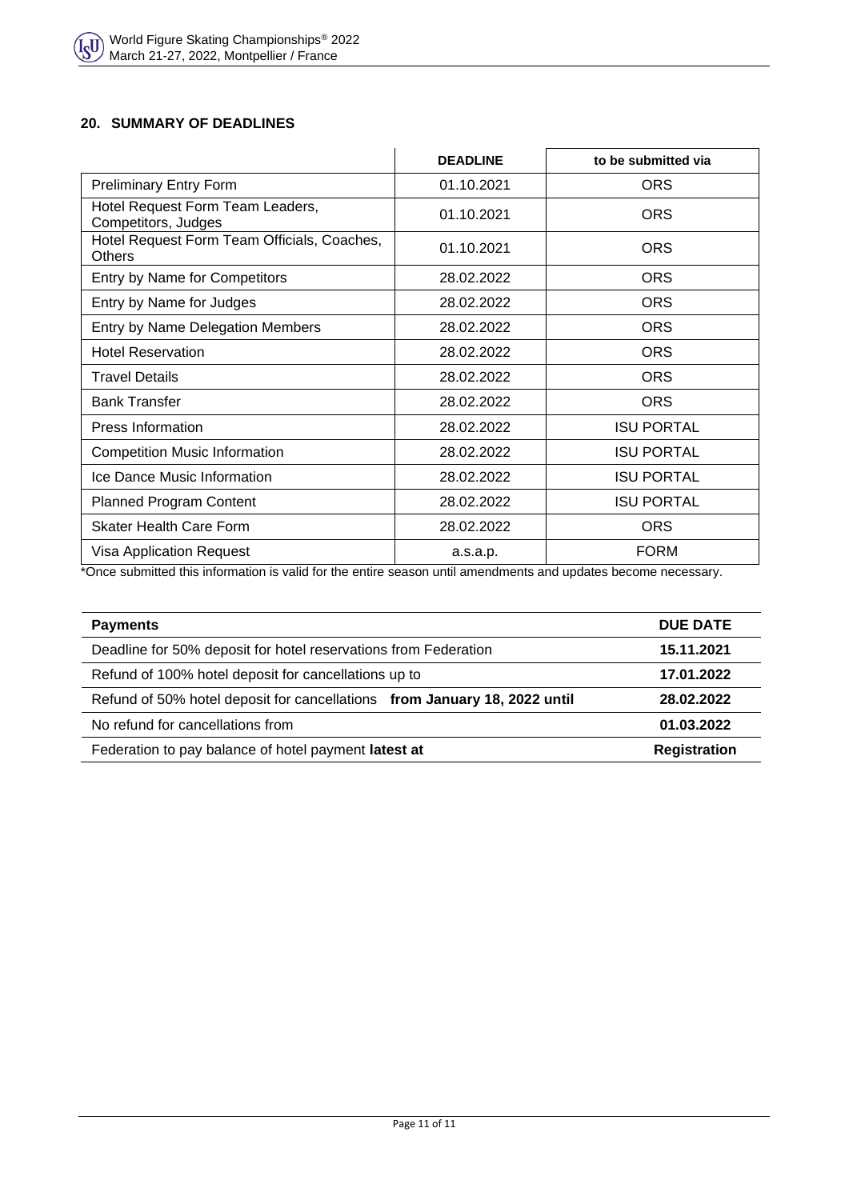## 20. SUMMARY OF DEADLINES

| | DEADLINE | to be submitted via |
|---|---|---|
| Preliminary Entry Form | 01.10.2021 | ORS |
| Hotel Request Form Team Leaders, Competitors, Judges | 01.10.2021 | ORS |
| Hotel Request Form Team Officials, Coaches, Others | 01.10.2021 | ORS |
| Entry by Name for Competitors | 28.02.2022 | ORS |
| Entry by Name for Judges | 28.02.2022 | ORS |
| Entry by Name Delegation Members | 28.02.2022 | ORS |
| Hotel Reservation | 28.02.2022 | ORS |
| Travel Details | 28.02.2022 | ORS |
| Bank Transfer | 28.02.2022 | ORS |
| Press Information | 28.02.2022 | ISU PORTAL |
| Competition Music Information | 28.02.2022 | ISU PORTAL |
| Ice Dance Music Information | 28.02.2022 | ISU PORTAL |
| Planned Program Content | 28.02.2022 | ISU PORTAL |
| Skater Health Care Form | 28.02.2022 | ORS |
| Visa Application Request | a.s.a.p. | FORM |

*Once submitted this information is valid for the entire season until amendments and updates become necessary.

| Payments | DUE DATE |
|---|---|
| Deadline for 50% deposit for hotel reservations from Federation | **15.11.2021** |
| Refund of 100% hotel deposit for cancellations up to | **17.01.2022** |
| Refund of 50% hotel deposit for cancellations **from January 18, 2022 until** | **28.02.2022** |
| No refund for cancellations from | **01.03.2022** |
| Federation to pay balance of hotel payment **latest at** | **Registration** |